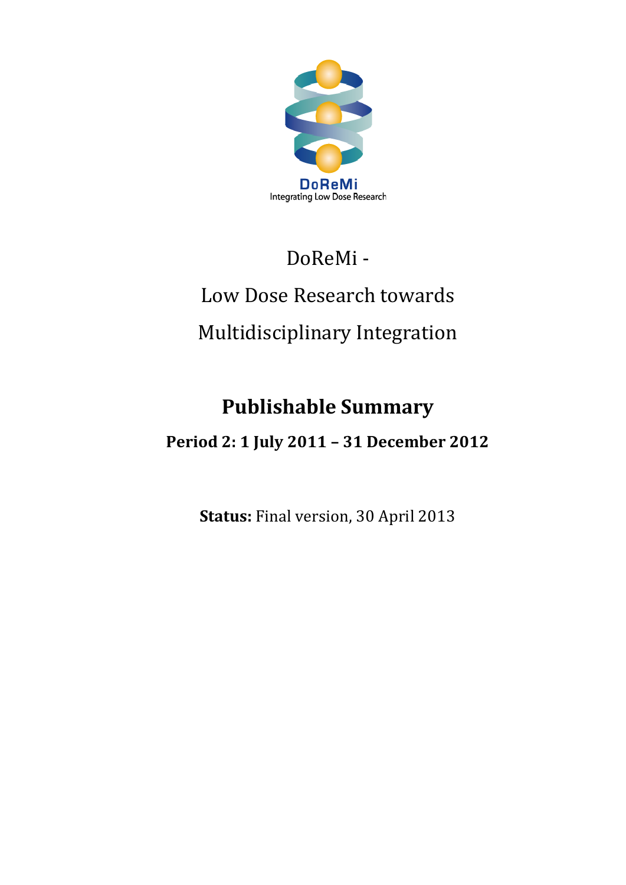DoReMi

Integrating Low Dose Research

# DoReMi - Low Dose Research towards Multidisciplinary Integration

## Publishable Summary

### Period 2: 1 July 2011 – 31 December 2012

**Status:** Final version, 30 April 2013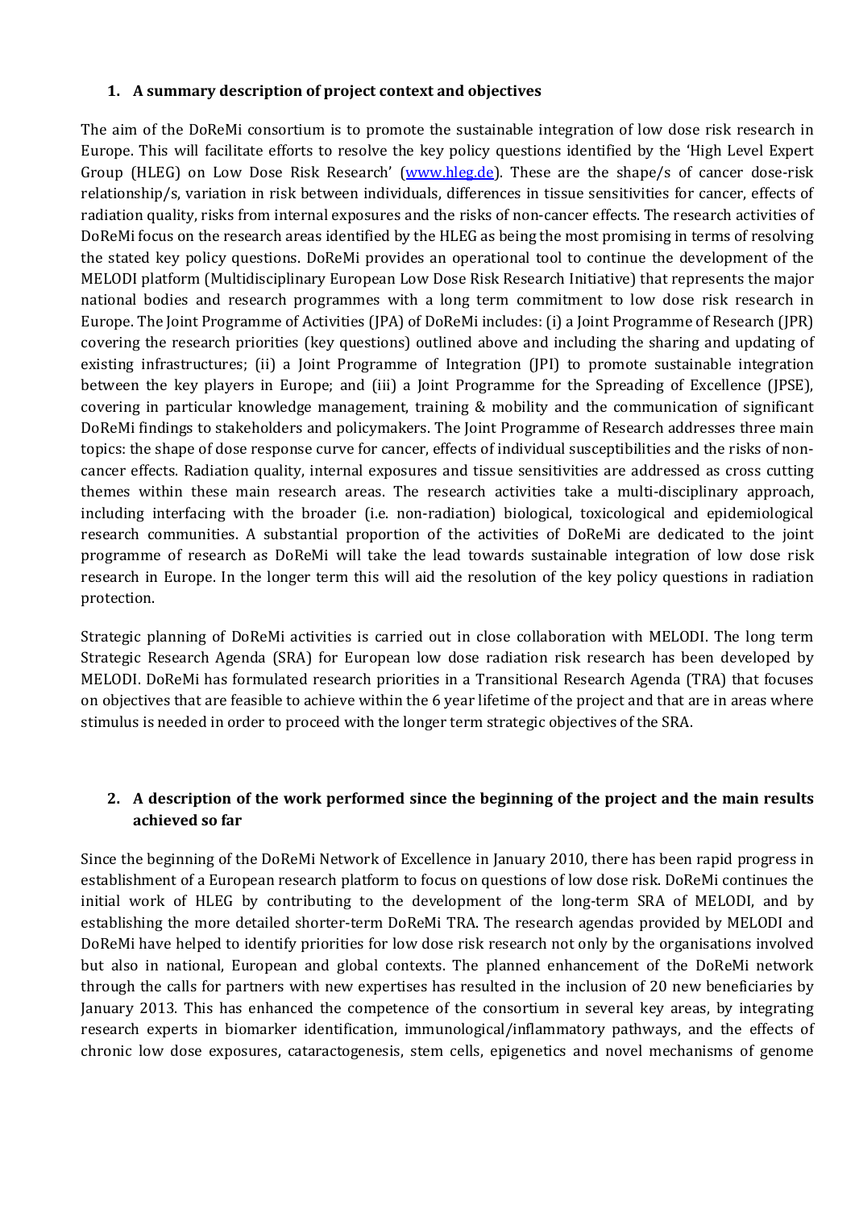## 1. A summary description of project context and objectives

The aim of the DoReMi consortium is to promote the sustainable integration of low dose risk research in Europe. This will facilitate efforts to resolve the key policy questions identified by the 'High Level Expert Group (HLEG) on Low Dose Risk Research' (www.hleg.de). These are the shape/s of cancer dose-risk relationship/s, variation in risk between individuals, differences in tissue sensitivities for cancer, effects of radiation quality, risks from internal exposures and the risks of non-cancer effects. The research activities of DoReMi focus on the research areas identified by the HLEG as being the most promising in terms of resolving the stated key policy questions. DoReMi provides an operational tool to continue the development of the MELODI platform (Multidisciplinary European Low Dose Risk Research Initiative) that represents the major national bodies and research programmes with a long term commitment to low dose risk research in Europe. The Joint Programme of Activities (JPA) of DoReMi includes: (i) a Joint Programme of Research (JPR) covering the research priorities (key questions) outlined above and including the sharing and updating of existing infrastructures; (ii) a Joint Programme of Integration (JPI) to promote sustainable integration between the key players in Europe; and (iii) a Joint Programme for the Spreading of Excellence (JPSE), covering in particular knowledge management, training & mobility and the communication of significant DoReMi findings to stakeholders and policymakers. The Joint Programme of Research addresses three main topics: the shape of dose response curve for cancer, effects of individual susceptibilities and the risks of non-cancer effects. Radiation quality, internal exposures and tissue sensitivities are addressed as cross cutting themes within these main research areas. The research activities take a multi-disciplinary approach, including interfacing with the broader (i.e. non-radiation) biological, toxicological and epidemiological research communities. A substantial proportion of the activities of DoReMi are dedicated to the joint programme of research as DoReMi will take the lead towards sustainable integration of low dose risk research in Europe. In the longer term this will aid the resolution of the key policy questions in radiation protection.

Strategic planning of DoReMi activities is carried out in close collaboration with MELODI. The long term Strategic Research Agenda (SRA) for European low dose radiation risk research has been developed by MELODI. DoReMi has formulated research priorities in a Transitional Research Agenda (TRA) that focuses on objectives that are feasible to achieve within the 6 year lifetime of the project and that are in areas where stimulus is needed in order to proceed with the longer term strategic objectives of the SRA.

## 2. A description of the work performed since the beginning of the project and the main results achieved so far

Since the beginning of the DoReMi Network of Excellence in January 2010, there has been rapid progress in establishment of a European research platform to focus on questions of low dose risk. DoReMi continues the initial work of HLEG by contributing to the development of the long-term SRA of MELODI, and by establishing the more detailed shorter-term DoReMi TRA. The research agendas provided by MELODI and DoReMi have helped to identify priorities for low dose risk research not only by the organisations involved but also in national, European and global contexts. The planned enhancement of the DoReMi network through the calls for partners with new expertises has resulted in the inclusion of 20 new beneficiaries by January 2013. This has enhanced the competence of the consortium in several key areas, by integrating research experts in biomarker identification, immunological/inflammatory pathways, and the effects of chronic low dose exposures, cataractogenesis, stem cells, epigenetics and novel mechanisms of genome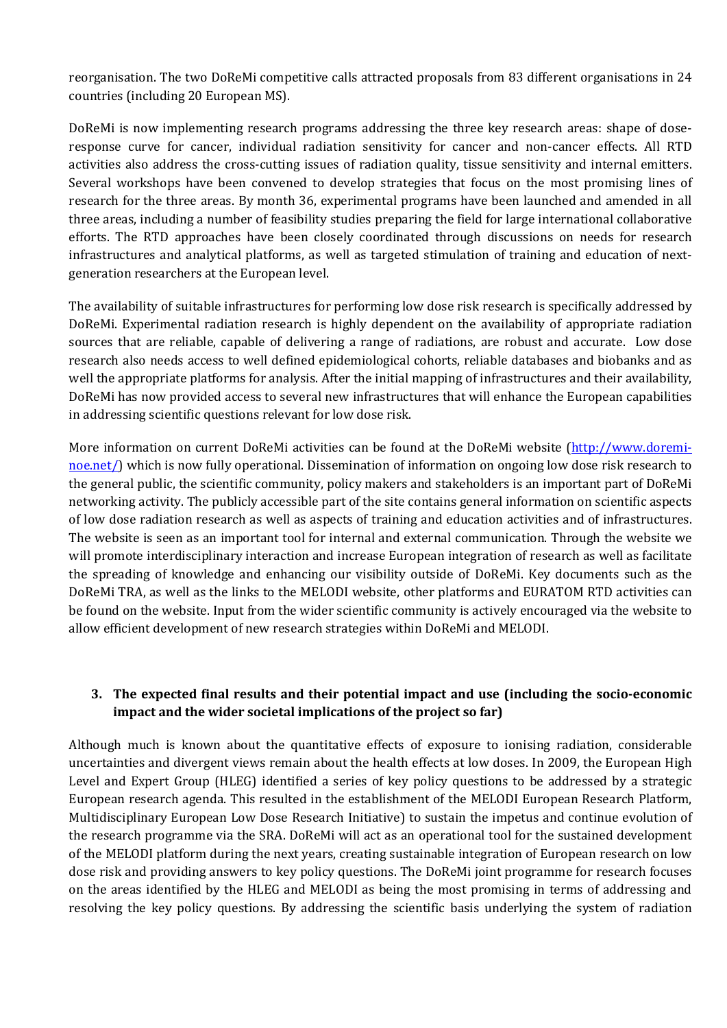reorganisation. The two DoReMi competitive calls attracted proposals from 83 different organisations in 24 countries (including 20 European MS).

DoReMi is now implementing research programs addressing the three key research areas: shape of dose-response curve for cancer, individual radiation sensitivity for cancer and non-cancer effects. All RTD activities also address the cross-cutting issues of radiation quality, tissue sensitivity and internal emitters. Several workshops have been convened to develop strategies that focus on the most promising lines of research for the three areas. By month 36, experimental programs have been launched and amended in all three areas, including a number of feasibility studies preparing the field for large international collaborative efforts. The RTD approaches have been closely coordinated through discussions on needs for research infrastructures and analytical platforms, as well as targeted stimulation of training and education of next-generation researchers at the European level.

The availability of suitable infrastructures for performing low dose risk research is specifically addressed by DoReMi. Experimental radiation research is highly dependent on the availability of appropriate radiation sources that are reliable, capable of delivering a range of radiations, are robust and accurate. Low dose research also needs access to well defined epidemiological cohorts, reliable databases and biobanks and as well the appropriate platforms for analysis. After the initial mapping of infrastructures and their availability, DoReMi has now provided access to several new infrastructures that will enhance the European capabilities in addressing scientific questions relevant for low dose risk.

More information on current DoReMi activities can be found at the DoReMi website ([http://www.doremi-noe.net/](http://www.doremi-noe.net/)) which is now fully operational. Dissemination of information on ongoing low dose risk research to the general public, the scientific community, policy makers and stakeholders is an important part of DoReMi networking activity. The publicly accessible part of the site contains general information on scientific aspects of low dose radiation research as well as aspects of training and education activities and of infrastructures. The website is seen as an important tool for internal and external communication. Through the website we will promote interdisciplinary interaction and increase European integration of research as well as facilitate the spreading of knowledge and enhancing our visibility outside of DoReMi. Key documents such as the DoReMi TRA, as well as the links to the MELODI website, other platforms and EURATOM RTD activities can be found on the website. Input from the wider scientific community is actively encouraged via the website to allow efficient development of new research strategies within DoReMi and MELODI.

## 3. The expected final results and their potential impact and use (including the socio-economic impact and the wider societal implications of the project so far)

Although much is known about the quantitative effects of exposure to ionising radiation, considerable uncertainties and divergent views remain about the health effects at low doses. In 2009, the European High Level and Expert Group (HLEG) identified a series of key policy questions to be addressed by a strategic European research agenda. This resulted in the establishment of the MELODI European Research Platform, Multidisciplinary European Low Dose Research Initiative) to sustain the impetus and continue evolution of the research programme via the SRA. DoReMi will act as an operational tool for the sustained development of the MELODI platform during the next years, creating sustainable integration of European research on low dose risk and providing answers to key policy questions. The DoReMi joint programme for research focuses on the areas identified by the HLEG and MELODI as being the most promising in terms of addressing and resolving the key policy questions. By addressing the scientific basis underlying the system of radiation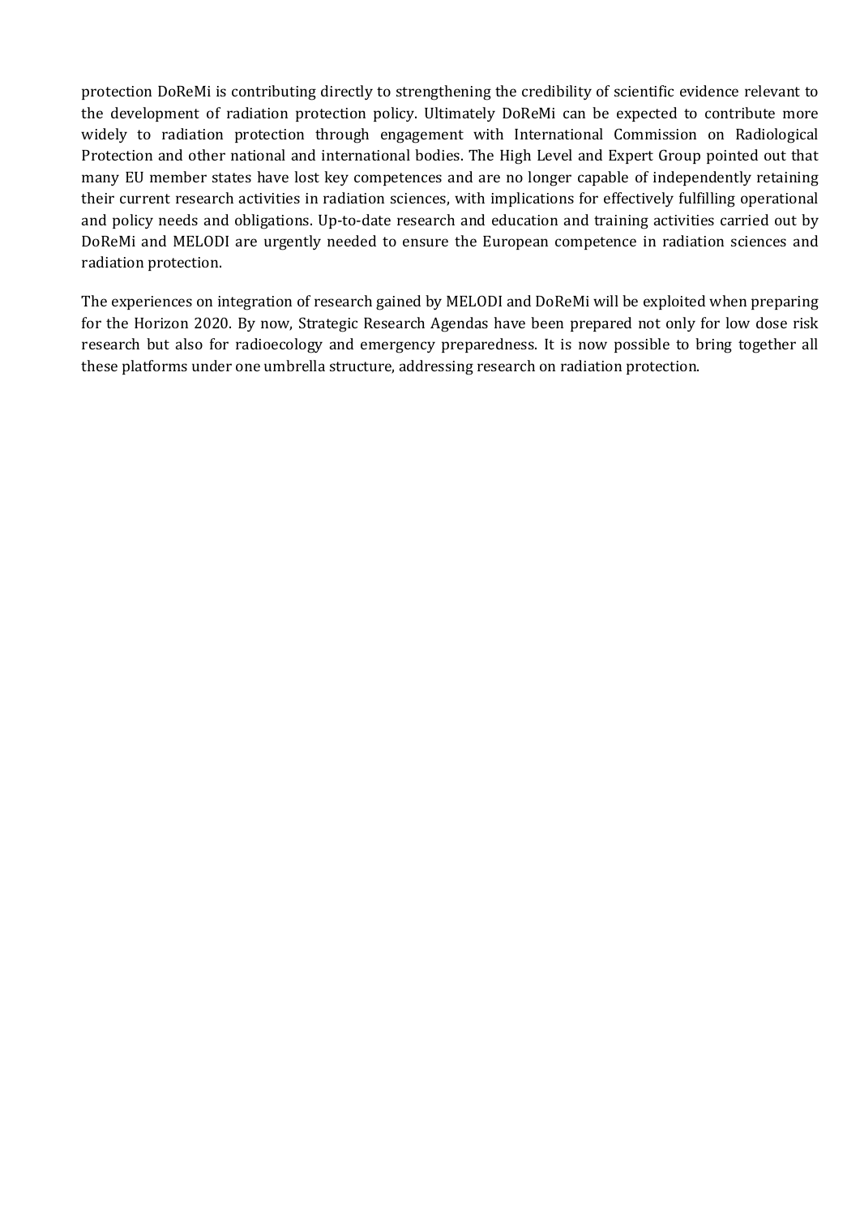protection DoReMi is contributing directly to strengthening the credibility of scientific evidence relevant to the development of radiation protection policy. Ultimately DoReMi can be expected to contribute more widely to radiation protection through engagement with International Commission on Radiological Protection and other national and international bodies. The High Level and Expert Group pointed out that many EU member states have lost key competences and are no longer capable of independently retaining their current research activities in radiation sciences, with implications for effectively fulfilling operational and policy needs and obligations. Up-to-date research and education and training activities carried out by DoReMi and MELODI are urgently needed to ensure the European competence in radiation sciences and radiation protection.

The experiences on integration of research gained by MELODI and DoReMi will be exploited when preparing for the Horizon 2020. By now, Strategic Research Agendas have been prepared not only for low dose risk research but also for radioecology and emergency preparedness. It is now possible to bring together all these platforms under one umbrella structure, addressing research on radiation protection.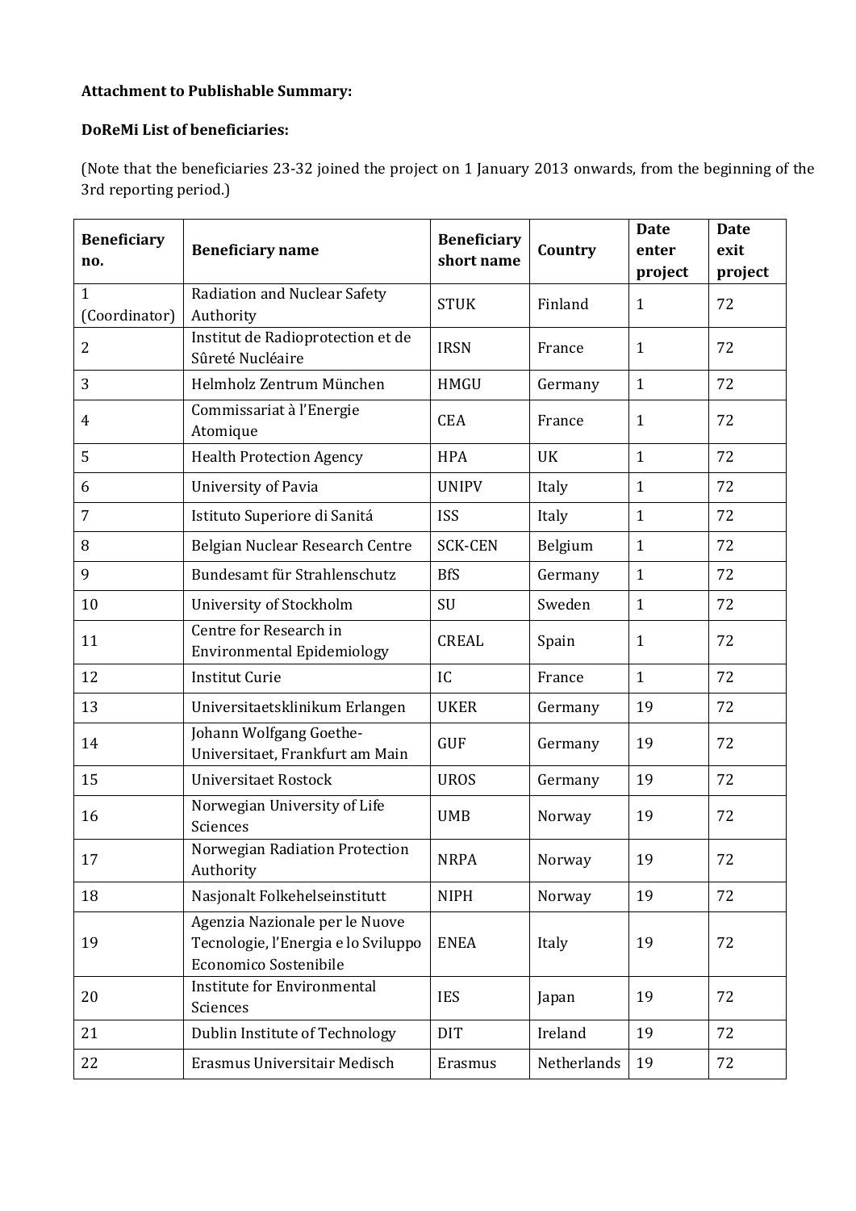**Attachment to Publishable Summary:**

**DoReMi List of beneficiaries:**

(Note that the beneficiaries 23-32 joined the project on 1 January 2013 onwards, from the beginning of the 3rd reporting period.)

| Beneficiary no. | Beneficiary name | Beneficiary short name | Country | Date enter project | Date exit project |
|---|---|---|---|---|---|
| 1 (Coordinator) | Radiation and Nuclear Safety Authority | STUK | Finland | 1 | 72 |
| 2 | Institut de Radioprotection et de Sûreté Nucléaire | IRSN | France | 1 | 72 |
| 3 | Helmholz Zentrum München | HMGU | Germany | 1 | 72 |
| 4 | Commissariat à l'Energie Atomique | CEA | France | 1 | 72 |
| 5 | Health Protection Agency | HPA | UK | 1 | 72 |
| 6 | University of Pavia | UNIPV | Italy | 1 | 72 |
| 7 | Istituto Superiore di Sanitá | ISS | Italy | 1 | 72 |
| 8 | Belgian Nuclear Research Centre | SCK-CEN | Belgium | 1 | 72 |
| 9 | Bundesamt für Strahlenschutz | BfS | Germany | 1 | 72 |
| 10 | University of Stockholm | SU | Sweden | 1 | 72 |
| 11 | Centre for Research in Environmental Epidemiology | CREAL | Spain | 1 | 72 |
| 12 | Institut Curie | IC | France | 1 | 72 |
| 13 | Universitaetsklinikum Erlangen | UKER | Germany | 19 | 72 |
| 14 | Johann Wolfgang Goethe-Universitaet, Frankfurt am Main | GUF | Germany | 19 | 72 |
| 15 | Universitaet Rostock | UROS | Germany | 19 | 72 |
| 16 | Norwegian University of Life Sciences | UMB | Norway | 19 | 72 |
| 17 | Norwegian Radiation Protection Authority | NRPA | Norway | 19 | 72 |
| 18 | Nasjonalt Folkehelseinstitutt | NIPH | Norway | 19 | 72 |
| 19 | Agenzia Nazionale per le Nuove Tecnologie, l'Energia e lo Sviluppo Economico Sostenibile | ENEA | Italy | 19 | 72 |
| 20 | Institute for Environmental Sciences | IES | Japan | 19 | 72 |
| 21 | Dublin Institute of Technology | DIT | Ireland | 19 | 72 |
| 22 | Erasmus Universitair Medisch | Erasmus | Netherlands | 19 | 72 |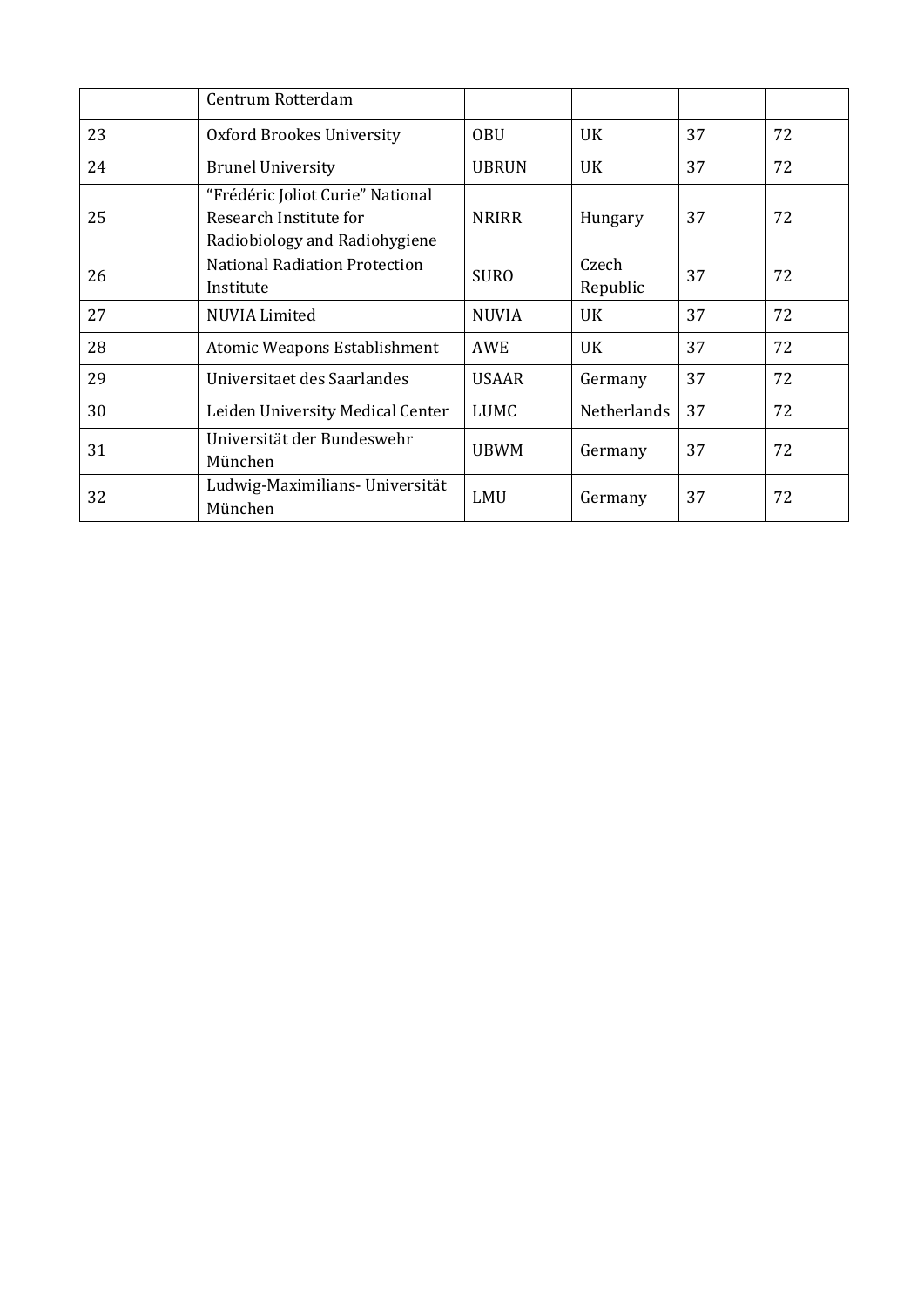| | | | | | |
|---|---|---|---|---|---|
| | Centrum Rotterdam | | | | |
| 23 | Oxford Brookes University | OBU | UK | 37 | 72 |
| 24 | Brunel University | UBRUN | UK | 37 | 72 |
| 25 | "Frédéric Joliot Curie" National Research Institute for Radiobiology and Radiohygiene | NRIRR | Hungary | 37 | 72 |
| 26 | National Radiation Protection Institute | SURO | Czech Republic | 37 | 72 |
| 27 | NUVIA Limited | NUVIA | UK | 37 | 72 |
| 28 | Atomic Weapons Establishment | AWE | UK | 37 | 72 |
| 29 | Universitaet des Saarlandes | USAAR | Germany | 37 | 72 |
| 30 | Leiden University Medical Center | LUMC | Netherlands | 37 | 72 |
| 31 | Universität der Bundeswehr München | UBWM | Germany | 37 | 72 |
| 32 | Ludwig-Maximilians- Universität München | LMU | Germany | 37 | 72 |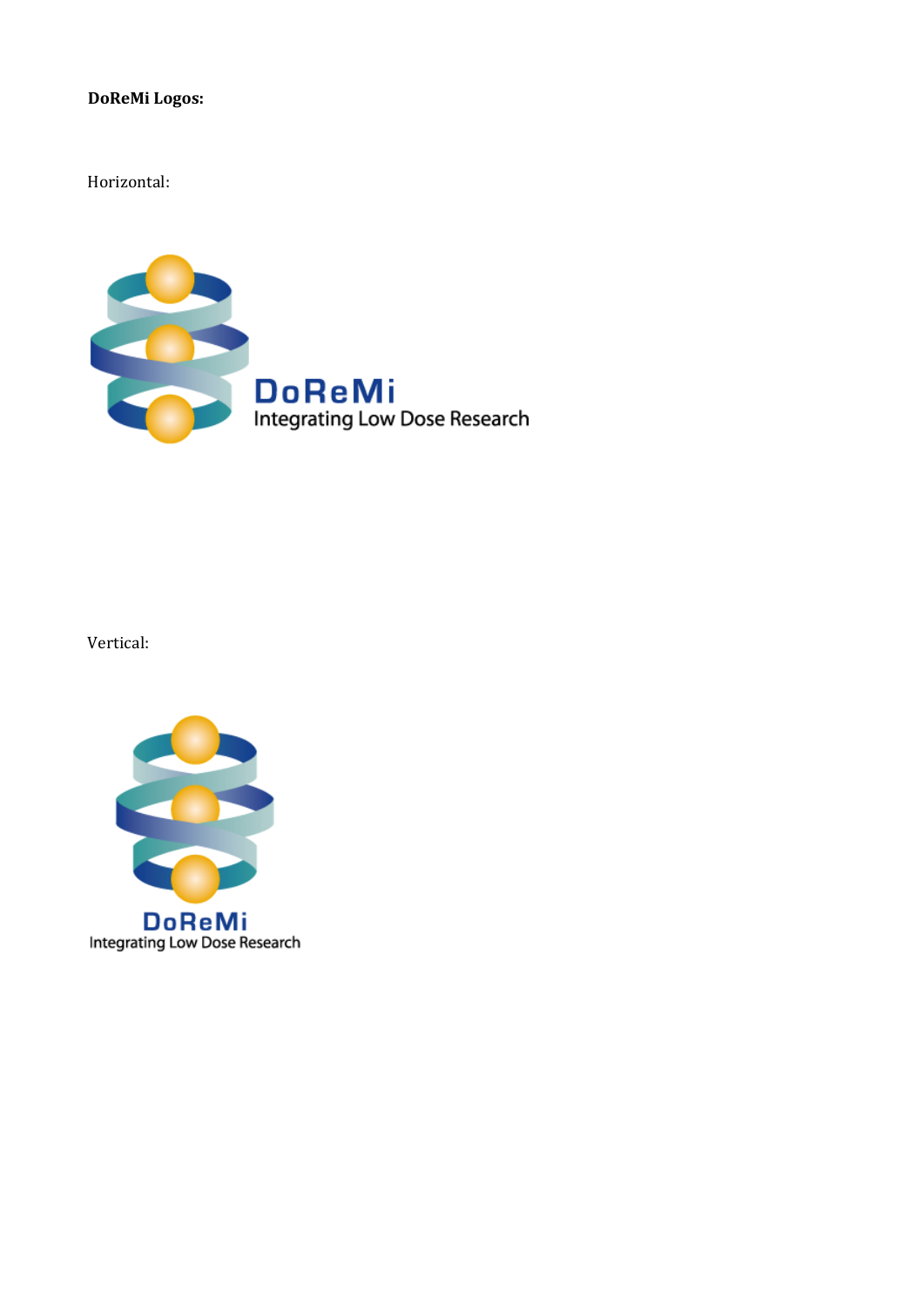**DoReMi Logos:**

Horizontal:

DoReMi
Integrating Low Dose Research

Vertical:

DoReMi
Integrating Low Dose Research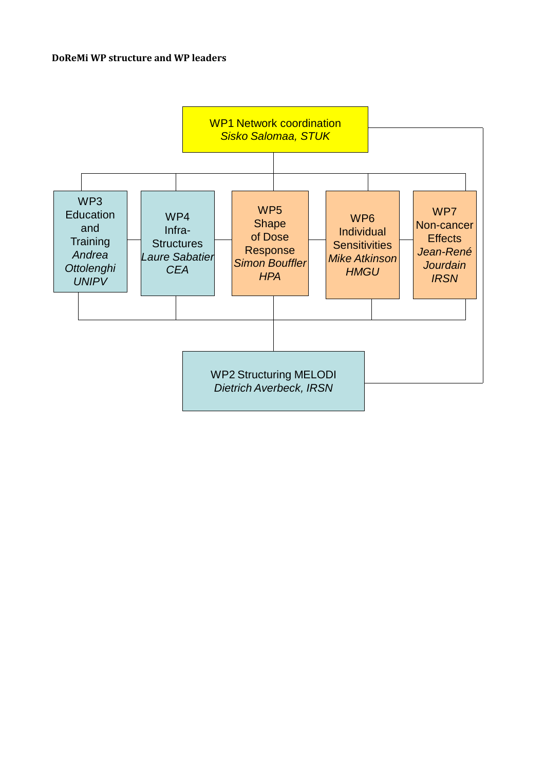**DoReMi WP structure and WP leaders**

WP1 Network coordination
*Sisko Salomaa, STUK*

WP3
Education
and
Training
*Andrea*
*Ottolenghi*
*UNIPV*

WP4
Infra-
Structures
*Laure Sabatier*
*CEA*

WP5
Shape
of Dose
Response
*Simon Bouffler*
*HPA*

WP6
Individual
Sensitivities
*Mike Atkinson*
*HMGU*

WP7
Non-cancer
Effects
*Jean-René*
*Jourdain*
*IRSN*

WP2 Structuring MELODI
*Dietrich Averbeck, IRSN*